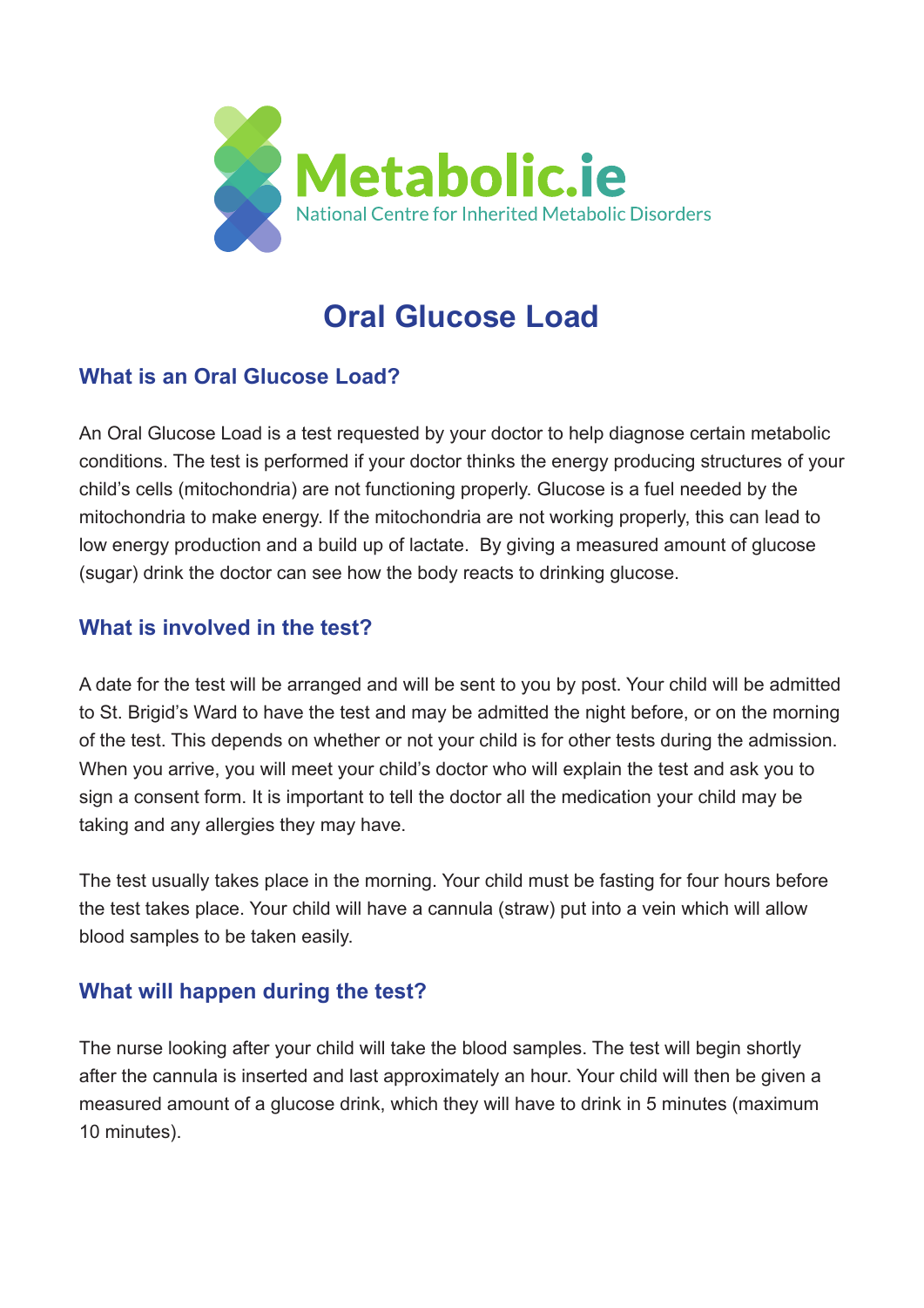Metabolic.ie

National Centre for Inherited Metabolic Disorders

# Oral Glucose Load

## What is an Oral Glucose Load?

An Oral Glucose Load is a test requested by your doctor to help diagnose certain metabolic conditions. The test is performed if your doctor thinks the energy producing structures of your child's cells (mitochondria) are not functioning properly. Glucose is a fuel needed by the mitochondria to make energy. If the mitochondria are not working properly, this can lead to low energy production and a build up of lactate. By giving a measured amount of glucose (sugar) drink the doctor can see how the body reacts to drinking glucose.

## What is involved in the test?

A date for the test will be arranged and will be sent to you by post. Your child will be admitted to St. Brigid's Ward to have the test and may be admitted the night before, or on the morning of the test. This depends on whether or not your child is for other tests during the admission. When you arrive, you will meet your child's doctor who will explain the test and ask you to sign a consent form. It is important to tell the doctor all the medication your child may be taking and any allergies they may have.

The test usually takes place in the morning. Your child must be fasting for four hours before the test takes place. Your child will have a cannula (straw) put into a vein which will allow blood samples to be taken easily.

## What will happen during the test?

The nurse looking after your child will take the blood samples. The test will begin shortly after the cannula is inserted and last approximately an hour. Your child will then be given a measured amount of a glucose drink, which they will have to drink in 5 minutes (maximum 10 minutes).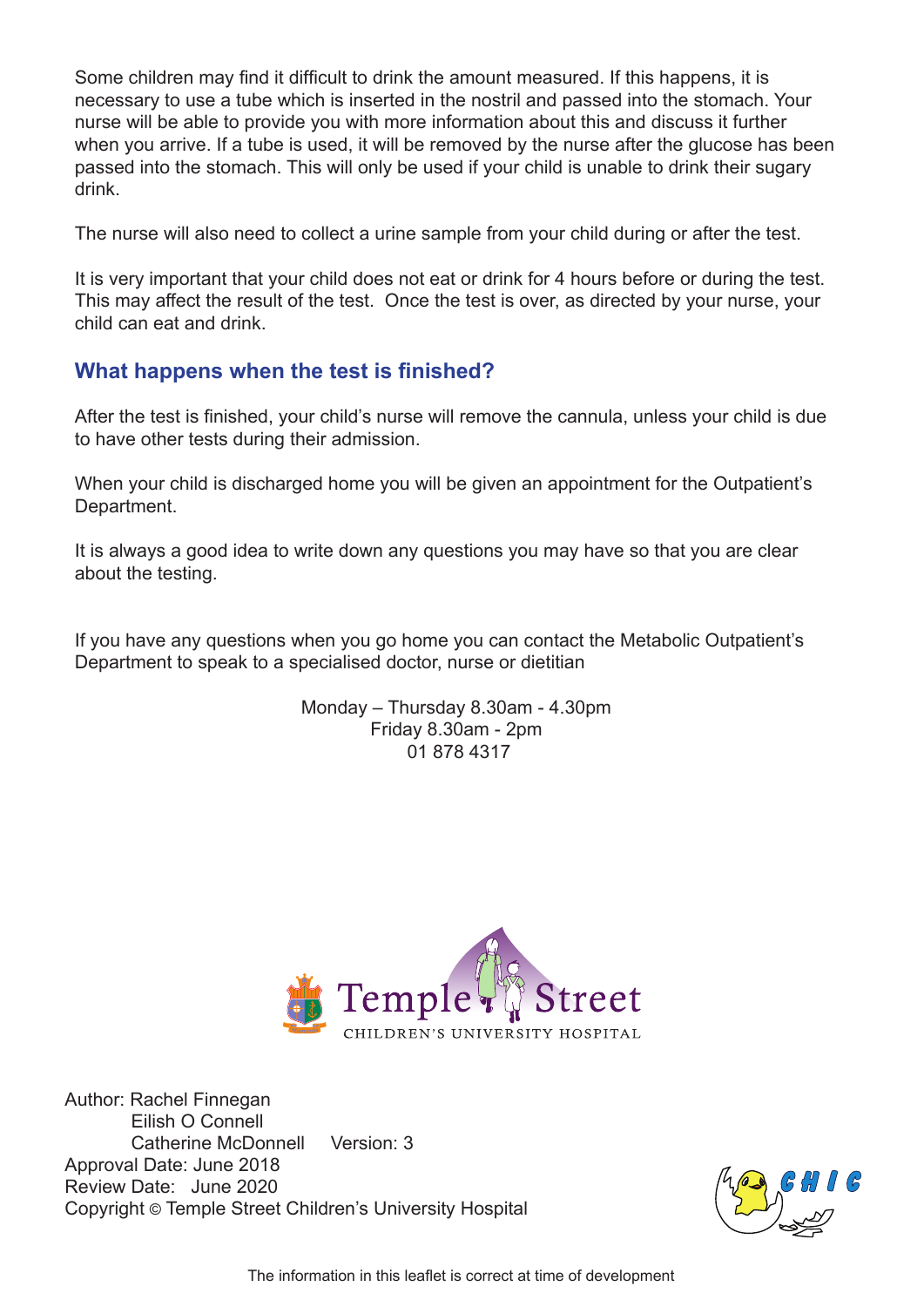Some children may find it difficult to drink the amount measured. If this happens, it is necessary to use a tube which is inserted in the nostril and passed into the stomach. Your nurse will be able to provide you with more information about this and discuss it further when you arrive. If a tube is used, it will be removed by the nurse after the glucose has been passed into the stomach. This will only be used if your child is unable to drink their sugary drink.

The nurse will also need to collect a urine sample from your child during or after the test.

It is very important that your child does not eat or drink for 4 hours before or during the test. This may affect the result of the test. Once the test is over, as directed by your nurse, your child can eat and drink.

## What happens when the test is finished?

After the test is finished, your child's nurse will remove the cannula, unless your child is due to have other tests during their admission.

When your child is discharged home you will be given an appointment for the Outpatient's Department.

It is always a good idea to write down any questions you may have so that you are clear about the testing.

If you have any questions when you go home you can contact the Metabolic Outpatient's Department to speak to a specialised doctor, nurse or dietitian

Monday – Thursday 8.30am - 4.30pm
Friday 8.30am - 2pm
01 878 4317

Temple Street
CHILDREN'S UNIVERSITY HOSPITAL

Author: Rachel Finnegan
Eilish O Connell
Catherine McDonnell    Version: 3
Approval Date: June 2018
Review Date: June 2020
Copyright © Temple Street Children's University Hospital

CHIC

The information in this leaflet is correct at time of development